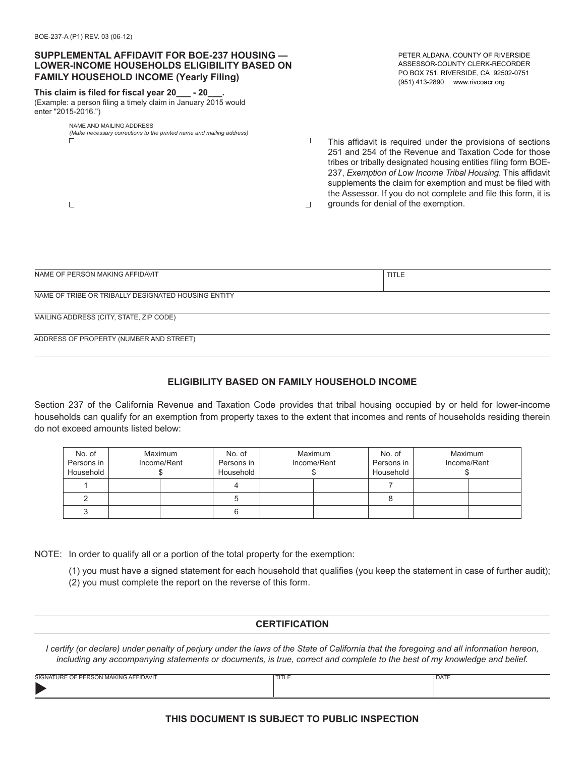BOE-237-A (P1) REV. 03 (06-12)

## SUPPLEMENTAL AFFIDAVIT FOR BOE-237 HOUSING — LOWER-INCOME HOUSEHOLDS ELIGIBILITY BASED ON FAMILY HOUSEHOLD INCOME (Yearly Filing)

PETER ALDANA, COUNTY OF RIVERSIDE
ASSESSOR-COUNTY CLERK-RECORDER
PO BOX 751, RIVERSIDE, CA 92502-0751
(951) 413-2890 www.rivcoacr.org

**This claim is filed for fiscal year 20___ - 20___.**
(Example: a person filing a timely claim in January 2015 would enter "2015-2016.")

NAME AND MAILING ADDRESS
*(Make necessary corrections to the printed name and mailing address)*

This affidavit is required under the provisions of sections 251 and 254 of the Revenue and Taxation Code for those tribes or tribally designated housing entities filing form BOE-237, *Exemption of Low Income Tribal Housing*. This affidavit supplements the claim for exemption and must be filed with the Assessor. If you do not complete and file this form, it is grounds for denial of the exemption.

NAME OF PERSON MAKING AFFIDAVIT

TITLE

NAME OF TRIBE OR TRIBALLY DESIGNATED HOUSING ENTITY

MAILING ADDRESS (CITY, STATE, ZIP CODE)

ADDRESS OF PROPERTY (NUMBER AND STREET)

### ELIGIBILITY BASED ON FAMILY HOUSEHOLD INCOME

Section 237 of the California Revenue and Taxation Code provides that tribal housing occupied by or held for lower-income households can qualify for an exemption from property taxes to the extent that incomes and rents of households residing therein do not exceed amounts listed below:

| No. of Persons in Household | Maximum Income/Rent $ | | No. of Persons in Household | Maximum Income/Rent $ | | No. of Persons in Household | Maximum Income/Rent $ | |
|---|---|---|---|---|---|---|---|---|
| 1 | | | 4 | | | 7 | | |
| 2 | | | 5 | | | 8 | | |
| 3 | | | 6 | | | | | |

NOTE: In order to qualify all or a portion of the total property for the exemption:

(1) you must have a signed statement for each household that qualifies (you keep the statement in case of further audit);
(2) you must complete the report on the reverse of this form.

### CERTIFICATION

*I certify (or declare) under penalty of perjury under the laws of the State of California that the foregoing and all information hereon, including any accompanying statements or documents, is true, correct and complete to the best of my knowledge and belief.*

| SIGNATURE OF PERSON MAKING AFFIDAVIT | TITLE | DATE |
|---|---|---|
| ▶ | | |

**THIS DOCUMENT IS SUBJECT TO PUBLIC INSPECTION**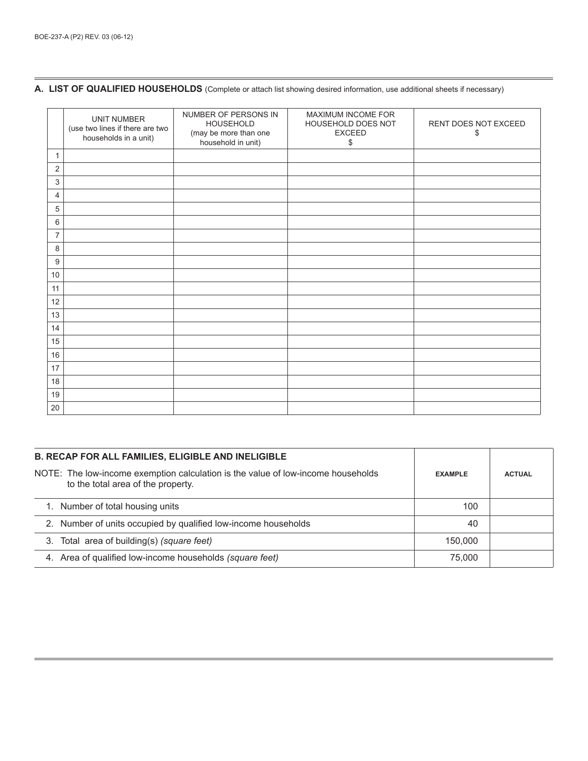## A. LIST OF QUALIFIED HOUSEHOLDS (Complete or attach list showing desired information, use additional sheets if necessary)

| | UNIT NUMBER (use two lines if there are two households in a unit) | NUMBER OF PERSONS IN HOUSEHOLD (may be more than one household in unit) | MAXIMUM INCOME FOR HOUSEHOLD DOES NOT EXCEED $ | RENT DOES NOT EXCEED $ |
|---|---|---|---|---|
| 1 | | | | |
| 2 | | | | |
| 3 | | | | |
| 4 | | | | |
| 5 | | | | |
| 6 | | | | |
| 7 | | | | |
| 8 | | | | |
| 9 | | | | |
| 10 | | | | |
| 11 | | | | |
| 12 | | | | |
| 13 | | | | |
| 14 | | | | |
| 15 | | | | |
| 16 | | | | |
| 17 | | | | |
| 18 | | | | |
| 19 | | | | |
| 20 | | | | |

| **B. RECAP FOR ALL FAMILIES, ELIGIBLE AND INELIGIBLE** NOTE: The low-income exemption calculation is the value of low-income households to the total area of the property. | **EXAMPLE** | **ACTUAL** |
|---|---|---|
| 1. Number of total housing units | 100 | |
| 2. Number of units occupied by qualified low-income households | 40 | |
| 3. Total area of building(s) *(square feet)* | 150,000 | |
| 4. Area of qualified low-income households *(square feet)* | 75,000 | |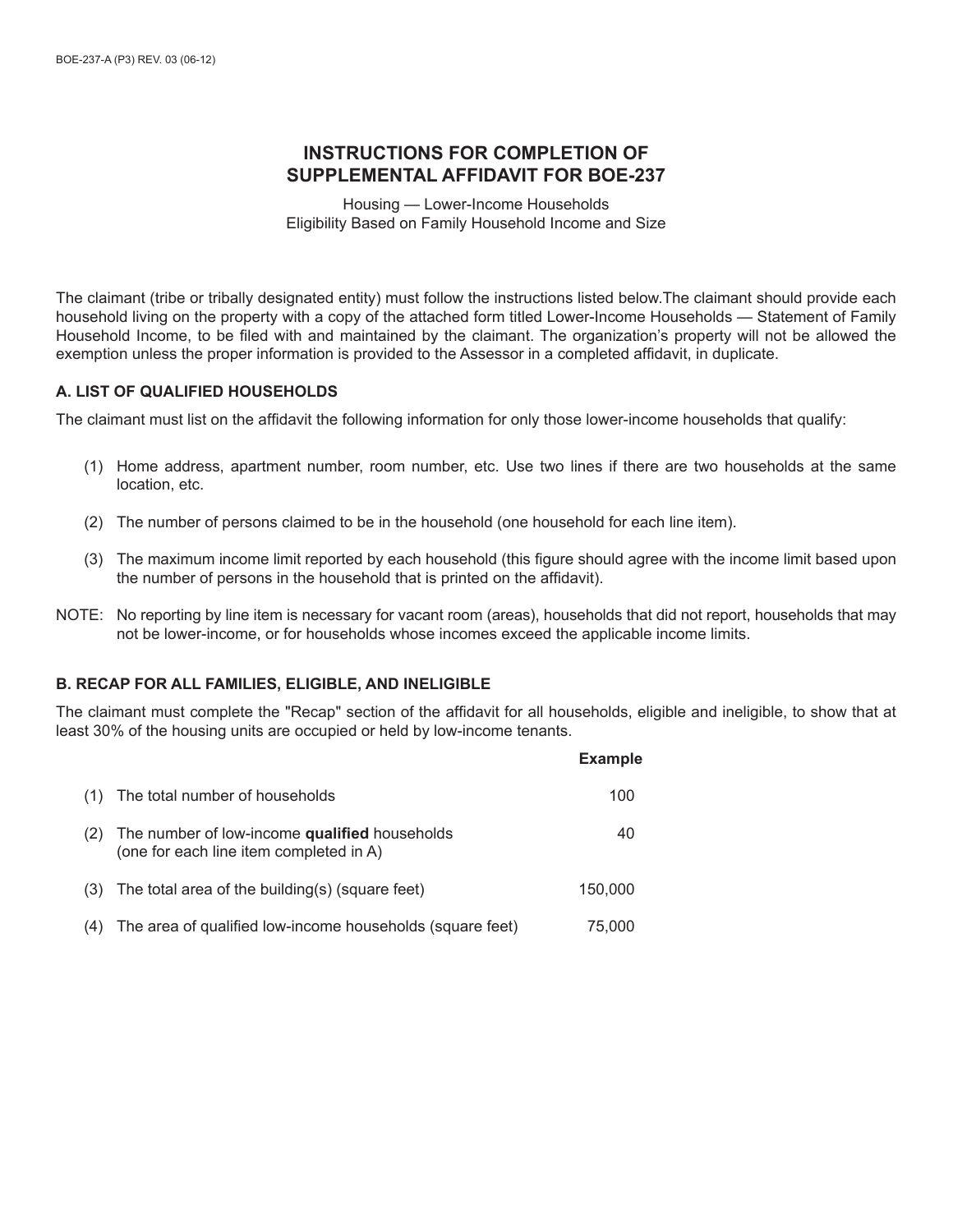# INSTRUCTIONS FOR COMPLETION OF SUPPLEMENTAL AFFIDAVIT FOR BOE-237

Housing — Lower-Income Households
Eligibility Based on Family Household Income and Size

The claimant (tribe or tribally designated entity) must follow the instructions listed below.The claimant should provide each household living on the property with a copy of the attached form titled Lower-Income Households — Statement of Family Household Income, to be filed with and maintained by the claimant. The organization's property will not be allowed the exemption unless the proper information is provided to the Assessor in a completed affidavit, in duplicate.

### A. LIST OF QUALIFIED HOUSEHOLDS

The claimant must list on the affidavit the following information for only those lower-income households that qualify:

(1) Home address, apartment number, room number, etc. Use two lines if there are two households at the same location, etc.

(2) The number of persons claimed to be in the household (one household for each line item).

(3) The maximum income limit reported by each household (this figure should agree with the income limit based upon the number of persons in the household that is printed on the affidavit).

NOTE: No reporting by line item is necessary for vacant room (areas), households that did not report, households that may not be lower-income, or for households whose incomes exceed the applicable income limits.

### B. RECAP FOR ALL FAMILIES, ELIGIBLE, AND INELIGIBLE

The claimant must complete the "Recap" section of the affidavit for all households, eligible and ineligible, to show that at least 30% of the housing units are occupied or held by low-income tenants.

| | | **Example** |
|---|---|---|
| (1) | The total number of households | 100 |
| (2) | The number of low-income **qualified** households (one for each line item completed in A) | 40 |
| (3) | The total area of the building(s) (square feet) | 150,000 |
| (4) | The area of qualified low-income households (square feet) | 75,000 |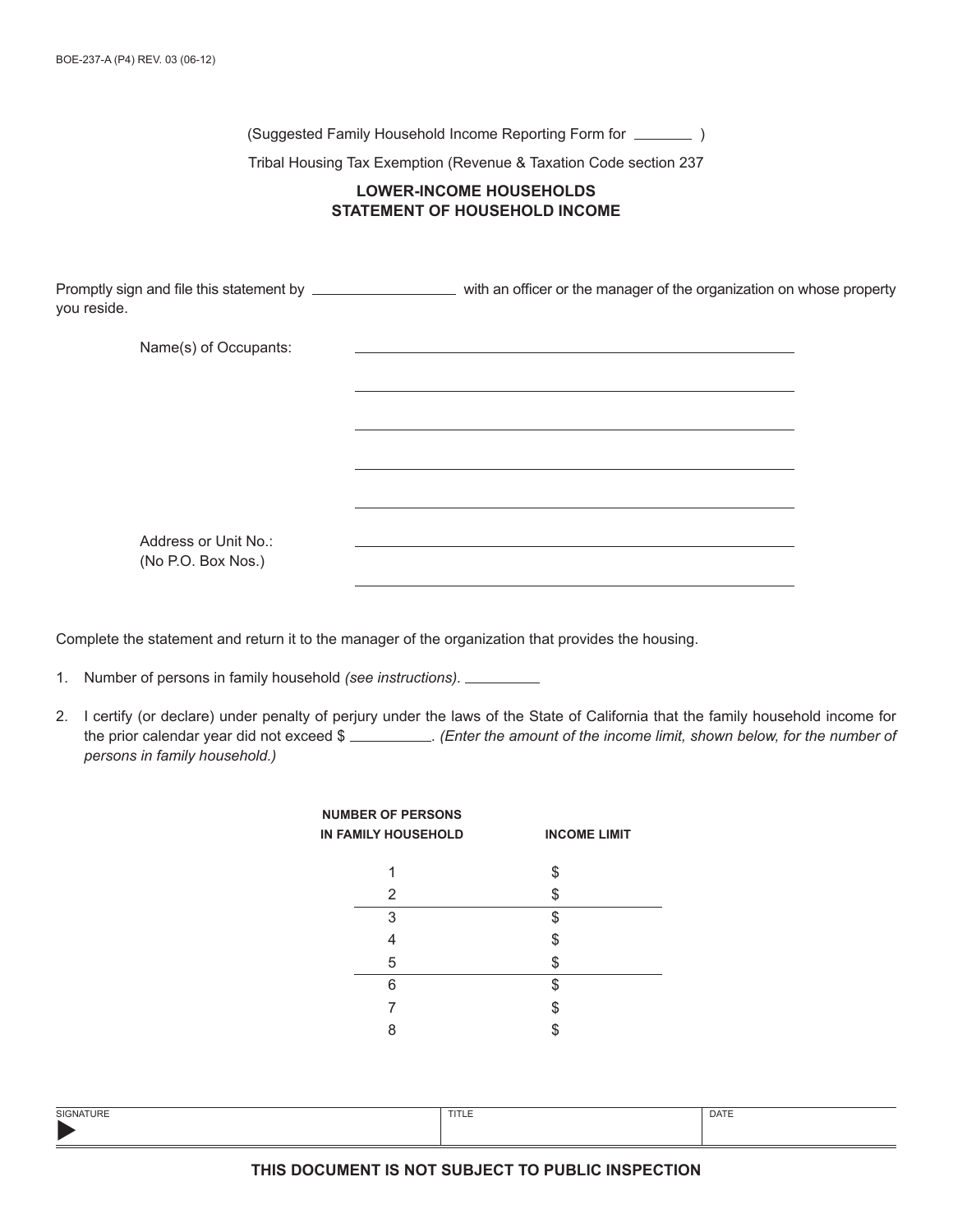BOE-237-A (P4) REV. 03 (06-12)

(Suggested Family Household Income Reporting Form for ________ )

Tribal Housing Tax Exemption (Revenue & Taxation Code section 237

## LOWER-INCOME HOUSEHOLDS
## STATEMENT OF HOUSEHOLD INCOME

Promptly sign and file this statement by __________________ with an officer or the manager of the organization on whose property you reside.

Name(s) of Occupants: ________________________________________

________________________________________

________________________________________

________________________________________

________________________________________

Address or Unit No.: ________________________________________
(No P.O. Box Nos.)
________________________________________

Complete the statement and return it to the manager of the organization that provides the housing.

1. Number of persons in family household *(see instructions).* __________

2. I certify (or declare) under penalty of perjury under the laws of the State of California that the family household income for the prior calendar year did not exceed $ __________. *(Enter the amount of the income limit, shown below, for the number of persons in family household.)*

| NUMBER OF PERSONS IN FAMILY HOUSEHOLD | INCOME LIMIT |
|---|---|
| 1 | $ |
| 2 | $ |
| 3 | $ |
| 4 | $ |
| 5 | $ |
| 6 | $ |
| 7 | $ |
| 8 | $ |

| SIGNATURE | TITLE | DATE |
|---|---|---|
| ▶ | | |

**THIS DOCUMENT IS NOT SUBJECT TO PUBLIC INSPECTION**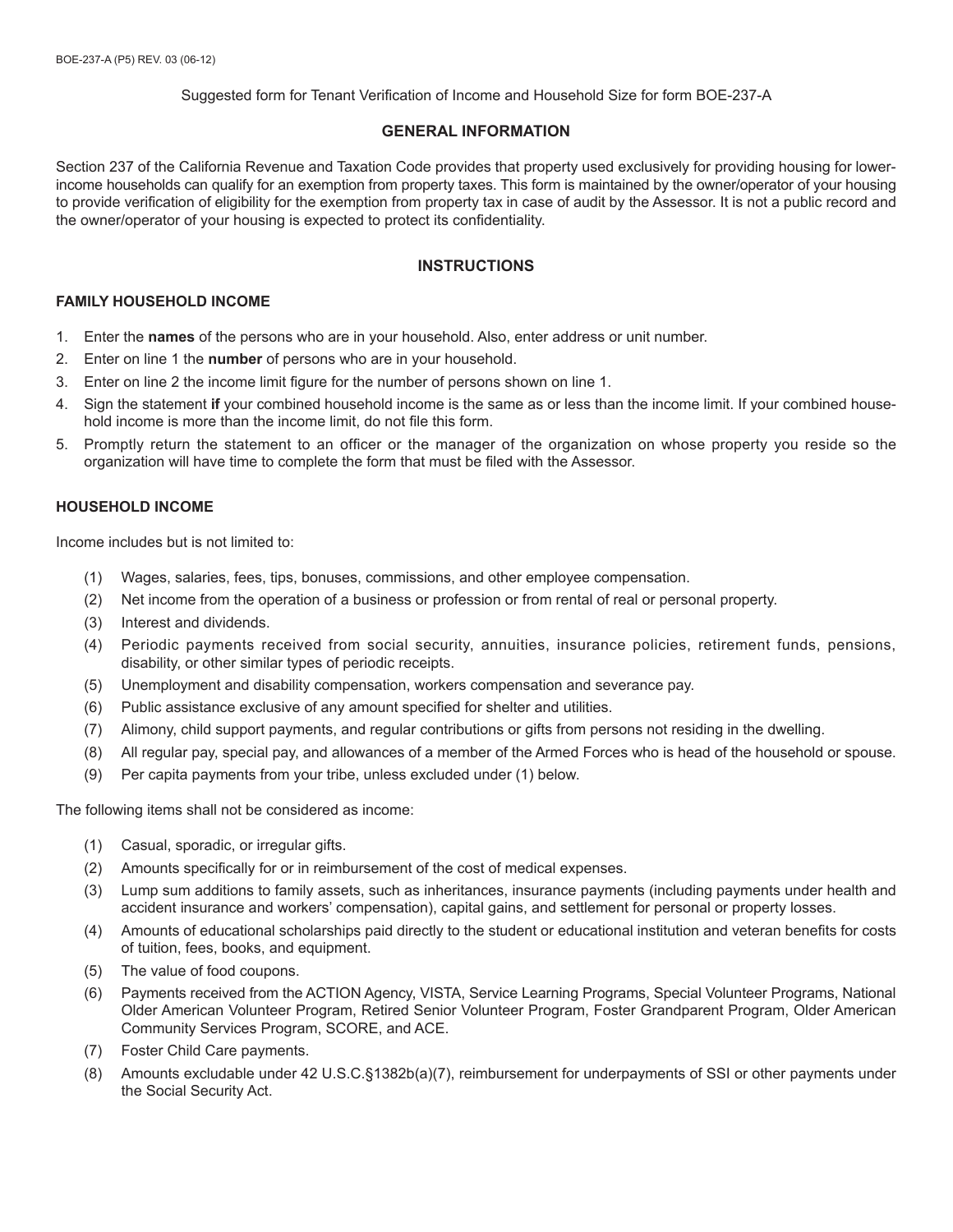BOE-237-A (P5) REV. 03 (06-12)

Suggested form for Tenant Verification of Income and Household Size for form BOE-237-A

## GENERAL INFORMATION

Section 237 of the California Revenue and Taxation Code provides that property used exclusively for providing housing for lower-income households can qualify for an exemption from property taxes. This form is maintained by the owner/operator of your housing to provide verification of eligibility for the exemption from property tax in case of audit by the Assessor. It is not a public record and the owner/operator of your housing is expected to protect its confidentiality.

## INSTRUCTIONS

### FAMILY HOUSEHOLD INCOME

1. Enter the **names** of the persons who are in your household. Also, enter address or unit number.
2. Enter on line 1 the **number** of persons who are in your household.
3. Enter on line 2 the income limit figure for the number of persons shown on line 1.
4. Sign the statement **if** your combined household income is the same as or less than the income limit. If your combined household income is more than the income limit, do not file this form.
5. Promptly return the statement to an officer or the manager of the organization on whose property you reside so the organization will have time to complete the form that must be filed with the Assessor.

### HOUSEHOLD INCOME

Income includes but is not limited to:

(1) Wages, salaries, fees, tips, bonuses, commissions, and other employee compensation.

(2) Net income from the operation of a business or profession or from rental of real or personal property.

(3) Interest and dividends.

(4) Periodic payments received from social security, annuities, insurance policies, retirement funds, pensions, disability, or other similar types of periodic receipts.

(5) Unemployment and disability compensation, workers compensation and severance pay.

(6) Public assistance exclusive of any amount specified for shelter and utilities.

(7) Alimony, child support payments, and regular contributions or gifts from persons not residing in the dwelling.

(8) All regular pay, special pay, and allowances of a member of the Armed Forces who is head of the household or spouse.

(9) Per capita payments from your tribe, unless excluded under (1) below.

The following items shall not be considered as income:

(1) Casual, sporadic, or irregular gifts.

(2) Amounts specifically for or in reimbursement of the cost of medical expenses.

(3) Lump sum additions to family assets, such as inheritances, insurance payments (including payments under health and accident insurance and workers' compensation), capital gains, and settlement for personal or property losses.

(4) Amounts of educational scholarships paid directly to the student or educational institution and veteran benefits for costs of tuition, fees, books, and equipment.

(5) The value of food coupons.

(6) Payments received from the ACTION Agency, VISTA, Service Learning Programs, Special Volunteer Programs, National Older American Volunteer Program, Retired Senior Volunteer Program, Foster Grandparent Program, Older American Community Services Program, SCORE, and ACE.

(7) Foster Child Care payments.

(8) Amounts excludable under 42 U.S.C.§1382b(a)(7), reimbursement for underpayments of SSI or other payments under the Social Security Act.